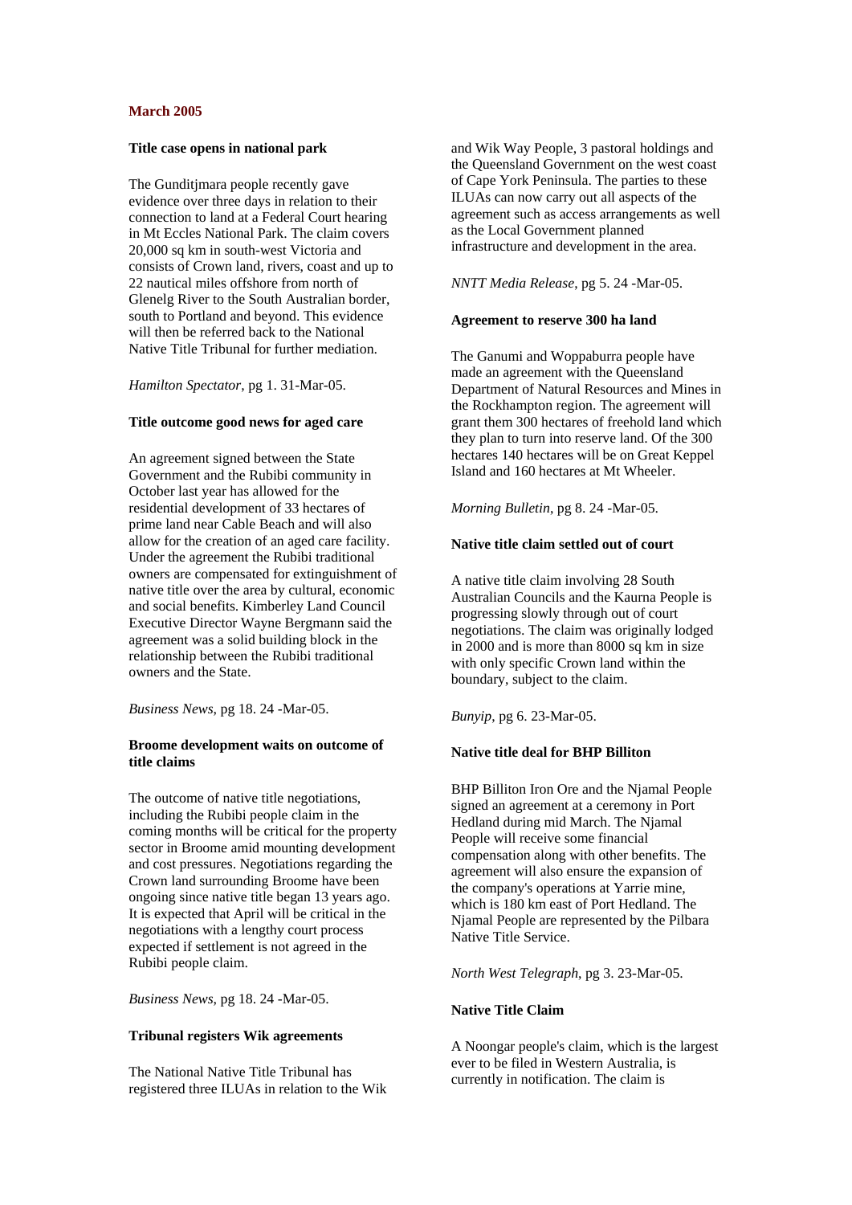## March 2005

### Title case opens in national park

The Gunditjmara people recently gave evidence over three days in relation to their connection to land at a Federal Court hearing in Mt Eccles National Park. The claim covers 20,000 sq km in south-west Victoria and consists of Crown land, rivers, coast and up to 22 nautical miles offshore from north of Glenelg River to the South Australian border, south to Portland and beyond. This evidence will then be referred back to the National Native Title Tribunal for further mediation.

*Hamilton Spectator*, pg 1. 31-Mar-05.

### Title outcome good news for aged care

An agreement signed between the State Government and the Rubibi community in October last year has allowed for the residential development of 33 hectares of prime land near Cable Beach and will also allow for the creation of an aged care facility. Under the agreement the Rubibi traditional owners are compensated for extinguishment of native title over the area by cultural, economic and social benefits. Kimberley Land Council Executive Director Wayne Bergmann said the agreement was a solid building block in the relationship between the Rubibi traditional owners and the State.

*Business News*, pg 18. 24 -Mar-05.

### Broome development waits on outcome of title claims

The outcome of native title negotiations, including the Rubibi people claim in the coming months will be critical for the property sector in Broome amid mounting development and cost pressures. Negotiations regarding the Crown land surrounding Broome have been ongoing since native title began 13 years ago. It is expected that April will be critical in the negotiations with a lengthy court process expected if settlement is not agreed in the Rubibi people claim.

*Business News*, pg 18. 24 -Mar-05.

### Tribunal registers Wik agreements

The National Native Title Tribunal has registered three ILUAs in relation to the Wik and Wik Way People, 3 pastoral holdings and the Queensland Government on the west coast of Cape York Peninsula. The parties to these ILUAs can now carry out all aspects of the agreement such as access arrangements as well as the Local Government planned infrastructure and development in the area.

*NNTT Media Release*, pg 5. 24 -Mar-05.

### Agreement to reserve 300 ha land

The Ganumi and Woppaburra people have made an agreement with the Queensland Department of Natural Resources and Mines in the Rockhampton region. The agreement will grant them 300 hectares of freehold land which they plan to turn into reserve land. Of the 300 hectares 140 hectares will be on Great Keppel Island and 160 hectares at Mt Wheeler.

*Morning Bulletin*, pg 8. 24 -Mar-05.

### Native title claim settled out of court

A native title claim involving 28 South Australian Councils and the Kaurna People is progressing slowly through out of court negotiations. The claim was originally lodged in 2000 and is more than 8000 sq km in size with only specific Crown land within the boundary, subject to the claim.

*Bunyip*, pg 6. 23-Mar-05.

### Native title deal for BHP Billiton

BHP Billiton Iron Ore and the Njamal People signed an agreement at a ceremony in Port Hedland during mid March. The Njamal People will receive some financial compensation along with other benefits. The agreement will also ensure the expansion of the company's operations at Yarrie mine, which is 180 km east of Port Hedland. The Njamal People are represented by the Pilbara Native Title Service.

*North West Telegraph*, pg 3. 23-Mar-05.

### Native Title Claim

A Noongar people's claim, which is the largest ever to be filed in Western Australia, is currently in notification. The claim is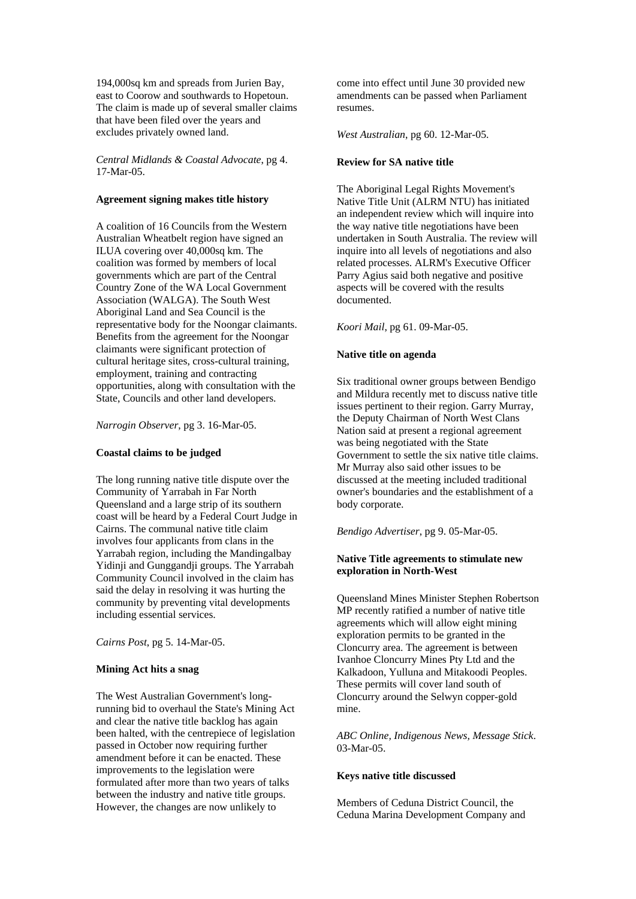194,000sq km and spreads from Jurien Bay, east to Coorow and southwards to Hopetoun. The claim is made up of several smaller claims that have been filed over the years and excludes privately owned land.

*Central Midlands & Coastal Advocate*, pg 4. 17-Mar-05.

**Agreement signing makes title history**

A coalition of 16 Councils from the Western Australian Wheatbelt region have signed an ILUA covering over 40,000sq km. The coalition was formed by members of local governments which are part of the Central Country Zone of the WA Local Government Association (WALGA). The South West Aboriginal Land and Sea Council is the representative body for the Noongar claimants. Benefits from the agreement for the Noongar claimants were significant protection of cultural heritage sites, cross-cultural training, employment, training and contracting opportunities, along with consultation with the State, Councils and other land developers.

*Narrogin Observer*, pg 3. 16-Mar-05.

**Coastal claims to be judged**

The long running native title dispute over the Community of Yarrabah in Far North Queensland and a large strip of its southern coast will be heard by a Federal Court Judge in Cairns. The communal native title claim involves four applicants from clans in the Yarrabah region, including the Mandingalbay Yidinji and Gunggandji groups. The Yarrabah Community Council involved in the claim has said the delay in resolving it was hurting the community by preventing vital developments including essential services.

*Cairns Post*, pg 5. 14-Mar-05.

**Mining Act hits a snag**

The West Australian Government's long-running bid to overhaul the State's Mining Act and clear the native title backlog has again been halted, with the centrepiece of legislation passed in October now requiring further amendment before it can be enacted. These improvements to the legislation were formulated after more than two years of talks between the industry and native title groups. However, the changes are now unlikely to come into effect until June 30 provided new amendments can be passed when Parliament resumes.

*West Australian*, pg 60. 12-Mar-05.

**Review for SA native title**

The Aboriginal Legal Rights Movement's Native Title Unit (ALRM NTU) has initiated an independent review which will inquire into the way native title negotiations have been undertaken in South Australia. The review will inquire into all levels of negotiations and also related processes. ALRM's Executive Officer Parry Agius said both negative and positive aspects will be covered with the results documented.

*Koori Mail*, pg 61. 09-Mar-05.

**Native title on agenda**

Six traditional owner groups between Bendigo and Mildura recently met to discuss native title issues pertinent to their region. Garry Murray, the Deputy Chairman of North West Clans Nation said at present a regional agreement was being negotiated with the State Government to settle the six native title claims. Mr Murray also said other issues to be discussed at the meeting included traditional owner's boundaries and the establishment of a body corporate.

*Bendigo Advertiser*, pg 9. 05-Mar-05.

**Native Title agreements to stimulate new exploration in North-West**

Queensland Mines Minister Stephen Robertson MP recently ratified a number of native title agreements which will allow eight mining exploration permits to be granted in the Cloncurry area. The agreement is between Ivanhoe Cloncurry Mines Pty Ltd and the Kalkadoon, Yulluna and Mitakoodi Peoples. These permits will cover land south of Cloncurry around the Selwyn copper-gold mine.

*ABC Online, Indigenous News, Message Stick*. 03-Mar-05.

**Keys native title discussed**

Members of Ceduna District Council, the Ceduna Marina Development Company and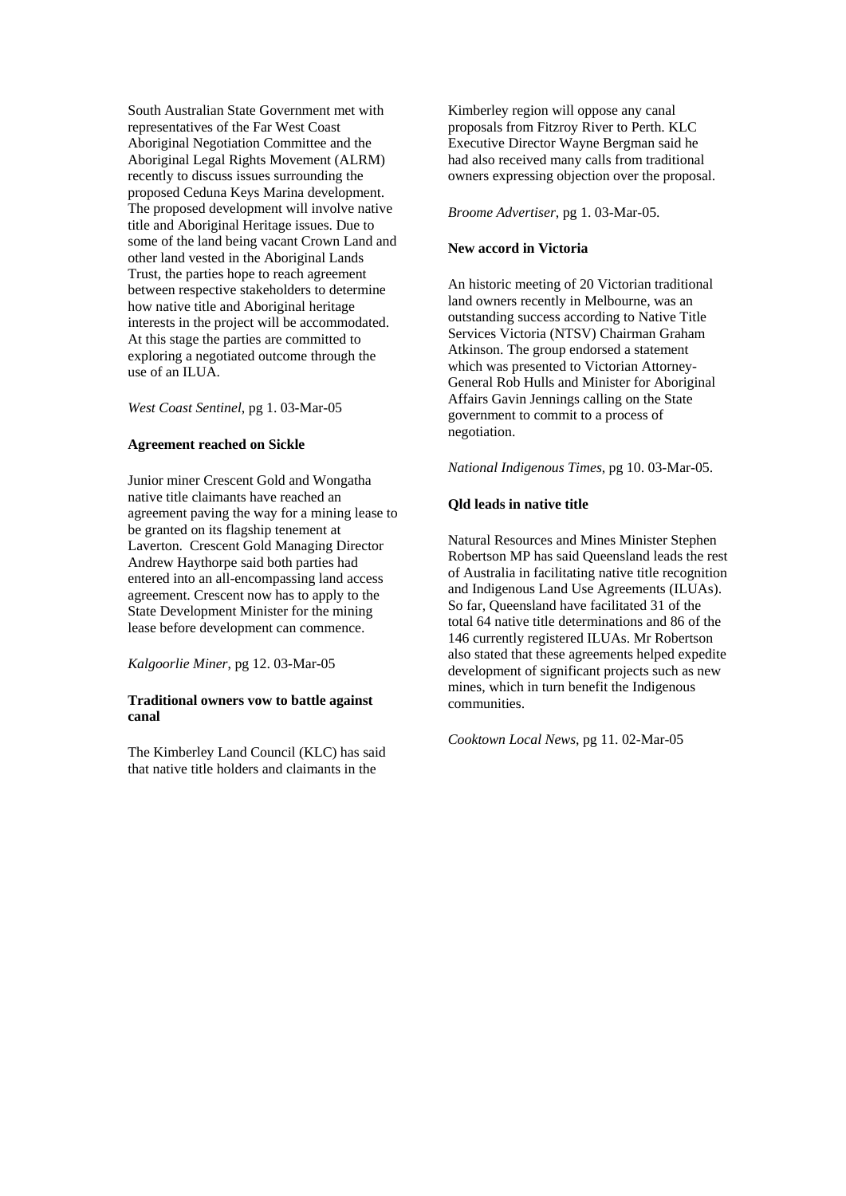South Australian State Government met with representatives of the Far West Coast Aboriginal Negotiation Committee and the Aboriginal Legal Rights Movement (ALRM) recently to discuss issues surrounding the proposed Ceduna Keys Marina development. The proposed development will involve native title and Aboriginal Heritage issues. Due to some of the land being vacant Crown Land and other land vested in the Aboriginal Lands Trust, the parties hope to reach agreement between respective stakeholders to determine how native title and Aboriginal heritage interests in the project will be accommodated. At this stage the parties are committed to exploring a negotiated outcome through the use of an ILUA.

*West Coast Sentinel*, pg 1. 03-Mar-05

**Agreement reached on Sickle**

Junior miner Crescent Gold and Wongatha native title claimants have reached an agreement paving the way for a mining lease to be granted on its flagship tenement at Laverton. Crescent Gold Managing Director Andrew Haythorpe said both parties had entered into an all-encompassing land access agreement. Crescent now has to apply to the State Development Minister for the mining lease before development can commence.

*Kalgoorlie Miner*, pg 12. 03-Mar-05

**Traditional owners vow to battle against canal**

The Kimberley Land Council (KLC) has said that native title holders and claimants in the Kimberley region will oppose any canal proposals from Fitzroy River to Perth. KLC Executive Director Wayne Bergman said he had also received many calls from traditional owners expressing objection over the proposal.

*Broome Advertiser*, pg 1. 03-Mar-05.

**New accord in Victoria**

An historic meeting of 20 Victorian traditional land owners recently in Melbourne, was an outstanding success according to Native Title Services Victoria (NTSV) Chairman Graham Atkinson. The group endorsed a statement which was presented to Victorian Attorney-General Rob Hulls and Minister for Aboriginal Affairs Gavin Jennings calling on the State government to commit to a process of negotiation.

*National Indigenous Times*, pg 10. 03-Mar-05.

**Qld leads in native title**

Natural Resources and Mines Minister Stephen Robertson MP has said Queensland leads the rest of Australia in facilitating native title recognition and Indigenous Land Use Agreements (ILUAs). So far, Queensland have facilitated 31 of the total 64 native title determinations and 86 of the 146 currently registered ILUAs. Mr Robertson also stated that these agreements helped expedite development of significant projects such as new mines, which in turn benefit the Indigenous communities.

*Cooktown Local News*, pg 11. 02-Mar-05